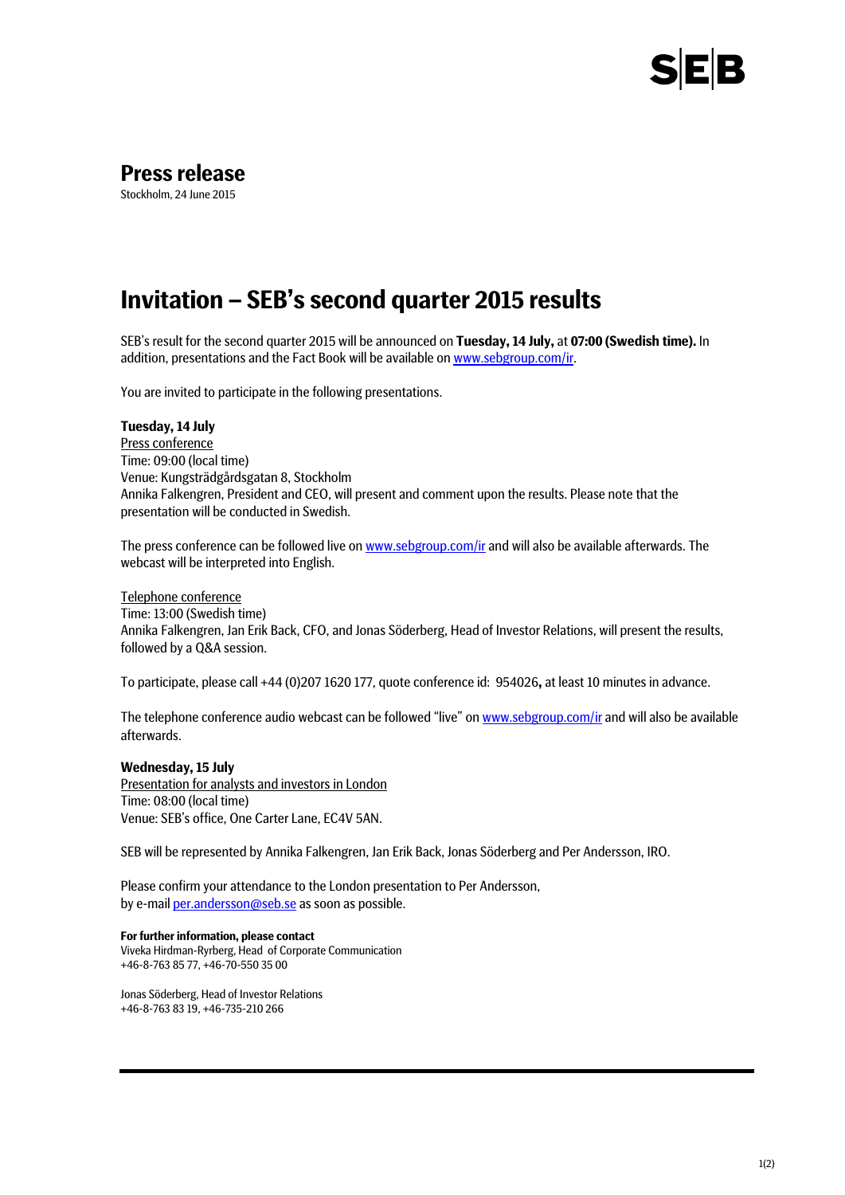# Press release

Stockholm, 24 June 2015

## Invitation – SEB's second quarter 2015 results

SEB's result for the second quarter 2015 will be announced on **Tuesday, 14 July,** at **07:00 (Swedish time).** In addition, presentations and the Fact Book will be available on www.sebgroup.com/ir.

You are invited to participate in the following presentations.

**Tuesday, 14 July**

Press conference
Time: 09:00 (local time)
Venue: Kungsträdgårdsgatan 8, Stockholm
Annika Falkengren, President and CEO, will present and comment upon the results. Please note that the presentation will be conducted in Swedish.

The press conference can be followed live on www.sebgroup.com/ir and will also be available afterwards. The webcast will be interpreted into English.

Telephone conference
Time: 13:00 (Swedish time)
Annika Falkengren, Jan Erik Back, CFO, and Jonas Söderberg, Head of Investor Relations, will present the results, followed by a Q&A session.

To participate, please call +44 (0)207 1620 177, quote conference id: 954026**,** at least 10 minutes in advance.

The telephone conference audio webcast can be followed "live" on www.sebgroup.com/ir and will also be available afterwards.

**Wednesday, 15 July**

Presentation for analysts and investors in London
Time: 08:00 (local time)
Venue: SEB's office, One Carter Lane, EC4V 5AN.

SEB will be represented by Annika Falkengren, Jan Erik Back, Jonas Söderberg and Per Andersson, IRO.

Please confirm your attendance to the London presentation to Per Andersson,
by e-mail per.andersson@seb.se as soon as possible.

**For further information, please contact**

Viveka Hirdman-Ryrberg, Head of Corporate Communication
+46-8-763 85 77, +46-70-550 35 00

Jonas Söderberg, Head of Investor Relations
+46-8-763 83 19, +46-735-210 266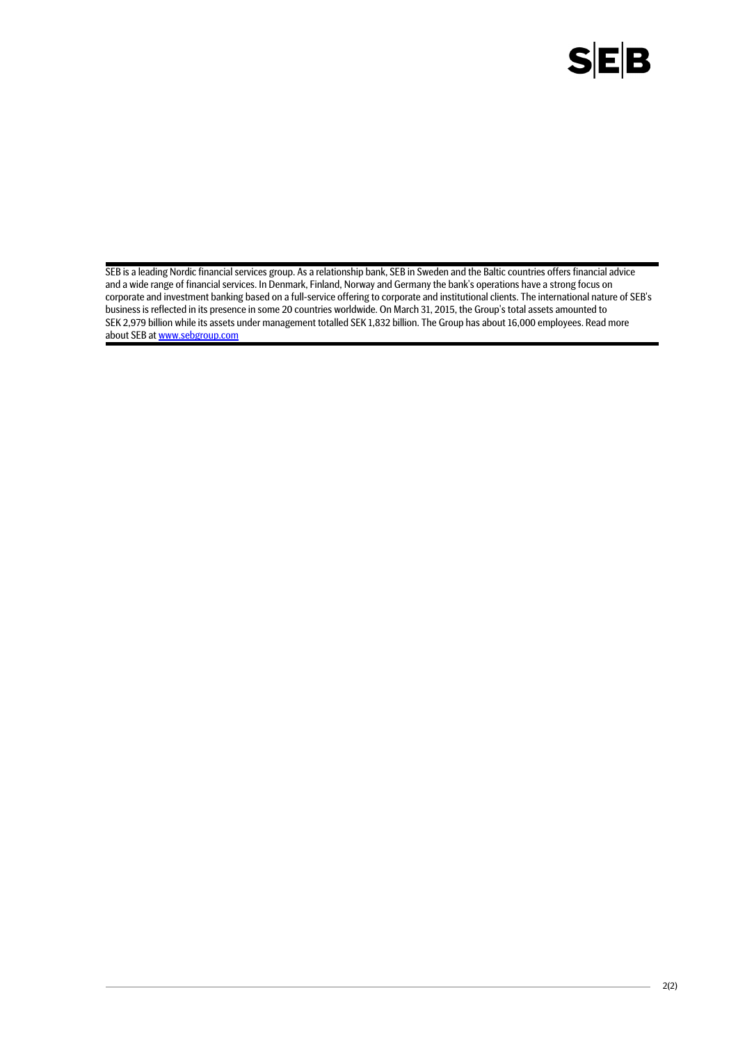SEB is a leading Nordic financial services group. As a relationship bank, SEB in Sweden and the Baltic countries offers financial advice and a wide range of financial services. In Denmark, Finland, Norway and Germany the bank's operations have a strong focus on corporate and investment banking based on a full-service offering to corporate and institutional clients. The international nature of SEB's business is reflected in its presence in some 20 countries worldwide. On March 31, 2015, the Group's total assets amounted to SEK 2,979 billion while its assets under management totalled SEK 1,832 billion. The Group has about 16,000 employees. Read more about SEB at [www.sebgroup.com](http://www.sebgroup.com)